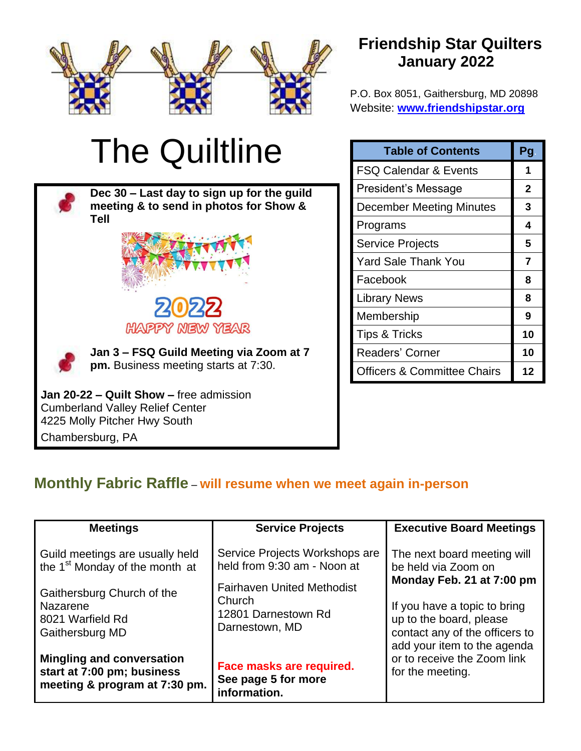# Friendship Star Quilters
## January 2022

P.O. Box 8051, Gaithersburg, MD 20898
Website: **www.friendshipstar.org**

# The Quiltline

**Dec 30 – Last day to sign up for the guild meeting & to send in photos for Show & Tell**

2022 HAPPY NEW YEAR

**Jan 3 – FSQ Guild Meeting via Zoom at 7 pm.** Business meeting starts at 7:30.

**Jan 20-22 – Quilt Show –** free admission
Cumberland Valley Relief Center
4225 Molly Pitcher Hwy South
Chambersburg, PA

| Table of Contents | Pg. |
|---|---|
| FSQ Calendar & Events | 1 |
| President's Message | 2 |
| December Meeting Minutes | 3 |
| Programs | 4 |
| Service Projects | 5 |
| Yard Sale Thank You | 7 |
| Facebook | 8 |
| Library News | 8 |
| Membership | 9 |
| Tips & Tricks | 10 |
| Readers' Corner | 10 |
| Officers & Committee Chairs | 12 |

## Monthly Fabric Raffle – will resume when we meet again in-person

| Meetings | Service Projects | Executive Board Meetings |
|---|---|---|
| Guild meetings are usually held the 1st Monday of the month at<br><br>Gaithersburg Church of the Nazarene<br>8021 Warfield Rd<br>Gaithersburg MD<br><br>**Mingling and conversation start at 7:00 pm; business meeting & program at 7:30 pm.** | Service Projects Workshops are held from 9:30 am - Noon at<br><br>Fairhaven United Methodist Church<br>12801 Darnestown Rd<br>Darnestown, MD<br><br>**Face masks are required. See page 5 for more information.** | The next board meeting will be held via Zoom on **Monday Feb. 21 at 7:00 pm**<br><br>If you have a topic to bring up to the board, please contact any of the officers to add your item to the agenda or to receive the Zoom link for the meeting. |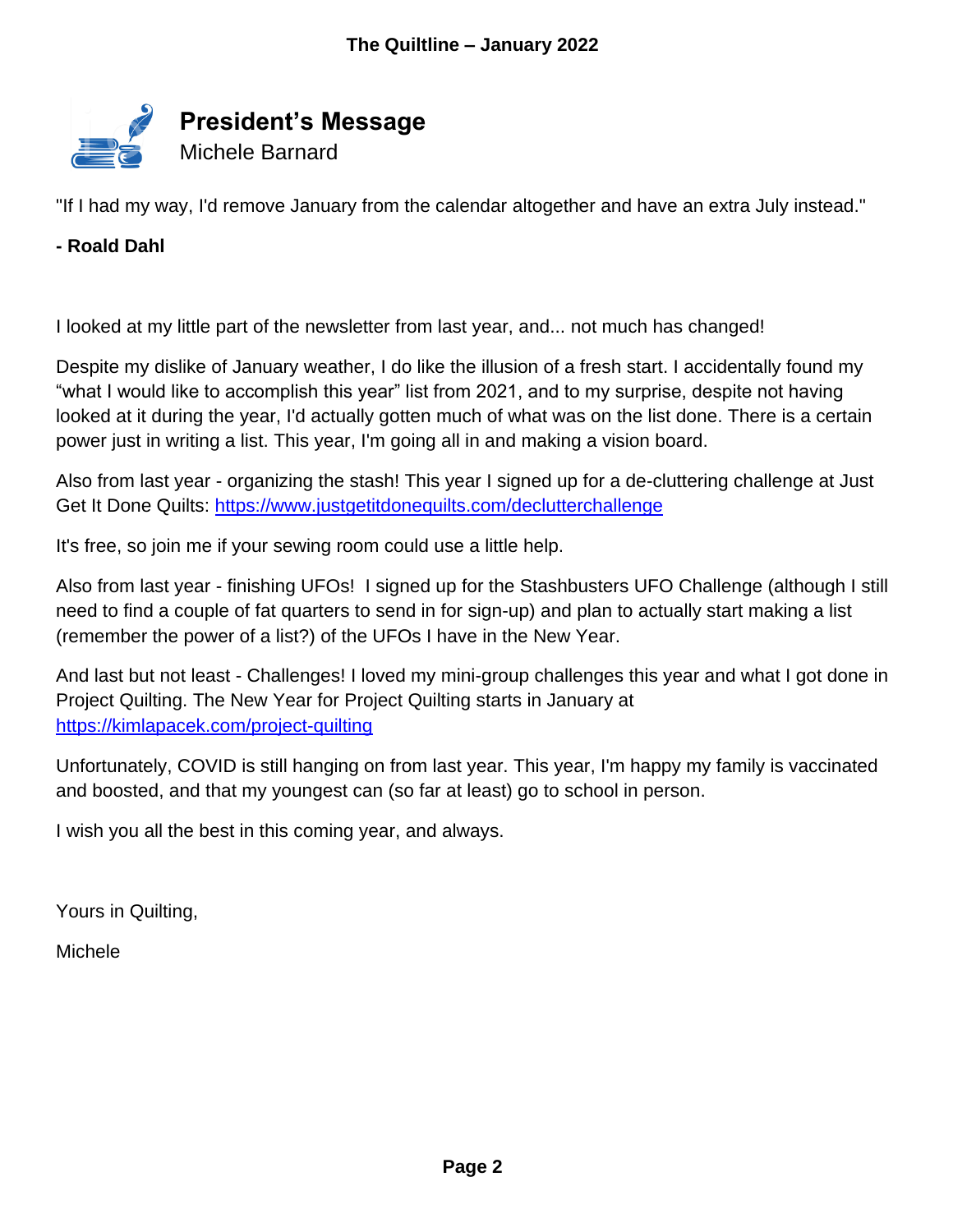## President's Message

Michele Barnard

"If I had my way, I'd remove January from the calendar altogether and have an extra July instead."

**- Roald Dahl**

I looked at my little part of the newsletter from last year, and... not much has changed!

Despite my dislike of January weather, I do like the illusion of a fresh start. I accidentally found my "what I would like to accomplish this year" list from 2021, and to my surprise, despite not having looked at it during the year, I'd actually gotten much of what was on the list done. There is a certain power just in writing a list. This year, I'm going all in and making a vision board.

Also from last year - organizing the stash! This year I signed up for a de-cluttering challenge at Just Get It Done Quilts: https://www.justgetitdonequilts.com/declutterchallenge

It's free, so join me if your sewing room could use a little help.

Also from last year - finishing UFOs! I signed up for the Stashbusters UFO Challenge (although I still need to find a couple of fat quarters to send in for sign-up) and plan to actually start making a list (remember the power of a list?) of the UFOs I have in the New Year.

And last but not least - Challenges! I loved my mini-group challenges this year and what I got done in Project Quilting. The New Year for Project Quilting starts in January at https://kimlapacek.com/project-quilting

Unfortunately, COVID is still hanging on from last year. This year, I'm happy my family is vaccinated and boosted, and that my youngest can (so far at least) go to school in person.

I wish you all the best in this coming year, and always.

Yours in Quilting,

Michele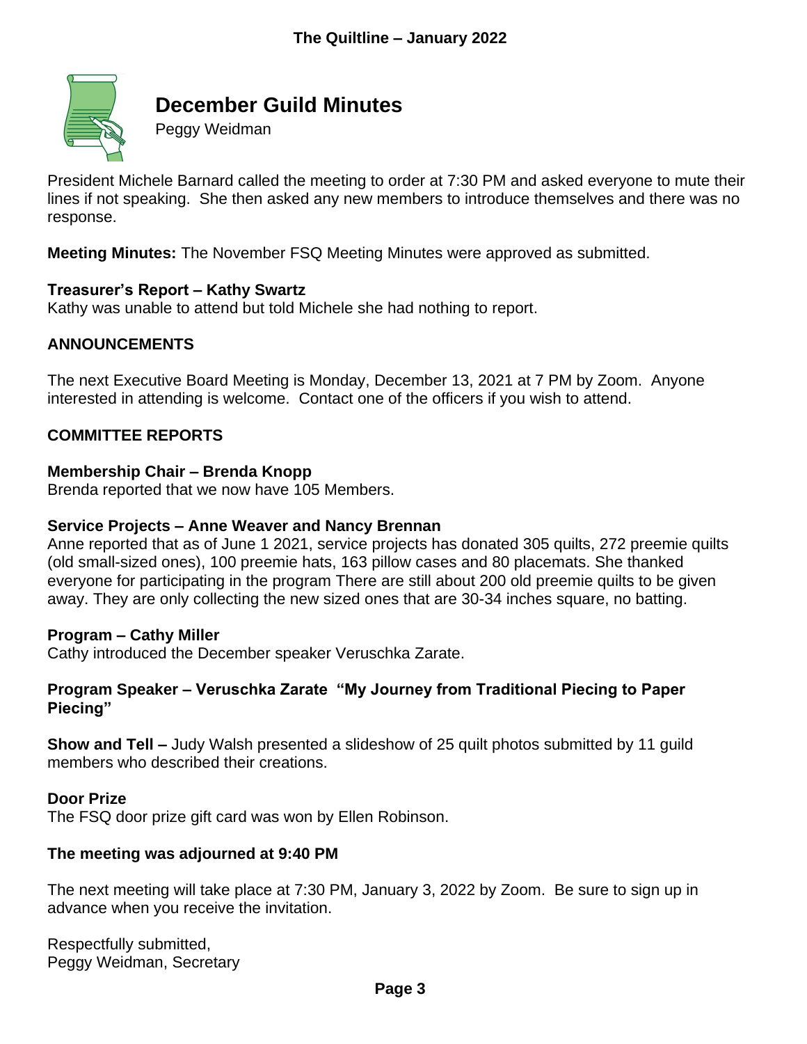## December Guild Minutes

Peggy Weidman

President Michele Barnard called the meeting to order at 7:30 PM and asked everyone to mute their lines if not speaking. She then asked any new members to introduce themselves and there was no response.

**Meeting Minutes:** The November FSQ Meeting Minutes were approved as submitted.

**Treasurer's Report – Kathy Swartz**
Kathy was unable to attend but told Michele she had nothing to report.

**ANNOUNCEMENTS**

The next Executive Board Meeting is Monday, December 13, 2021 at 7 PM by Zoom. Anyone interested in attending is welcome. Contact one of the officers if you wish to attend.

**COMMITTEE REPORTS**

**Membership Chair – Brenda Knopp**
Brenda reported that we now have 105 Members.

**Service Projects – Anne Weaver and Nancy Brennan**
Anne reported that as of June 1 2021, service projects has donated 305 quilts, 272 preemie quilts (old small-sized ones), 100 preemie hats, 163 pillow cases and 80 placemats. She thanked everyone for participating in the program There are still about 200 old preemie quilts to be given away. They are only collecting the new sized ones that are 30-34 inches square, no batting.

**Program – Cathy Miller**
Cathy introduced the December speaker Veruschka Zarate.

**Program Speaker – Veruschka Zarate "My Journey from Traditional Piecing to Paper Piecing"**

**Show and Tell –** Judy Walsh presented a slideshow of 25 quilt photos submitted by 11 guild members who described their creations.

**Door Prize**
The FSQ door prize gift card was won by Ellen Robinson.

**The meeting was adjourned at 9:40 PM**

The next meeting will take place at 7:30 PM, January 3, 2022 by Zoom. Be sure to sign up in advance when you receive the invitation.

Respectfully submitted,
Peggy Weidman, Secretary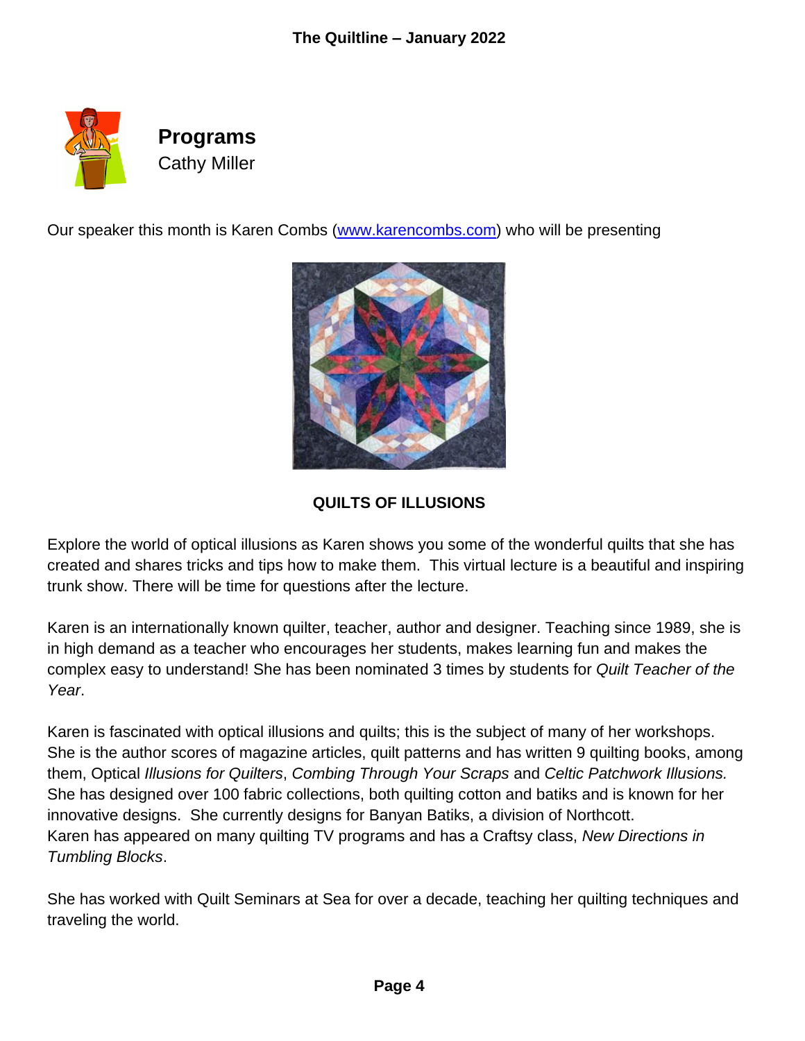## Programs

Cathy Miller

Our speaker this month is Karen Combs ([www.karencombs.com](http://www.karencombs.com)) who will be presenting

**QUILTS OF ILLUSIONS**

Explore the world of optical illusions as Karen shows you some of the wonderful quilts that she has created and shares tricks and tips how to make them. This virtual lecture is a beautiful and inspiring trunk show. There will be time for questions after the lecture.

Karen is an internationally known quilter, teacher, author and designer. Teaching since 1989, she is in high demand as a teacher who encourages her students, makes learning fun and makes the complex easy to understand! She has been nominated 3 times by students for *Quilt Teacher of the Year*.

Karen is fascinated with optical illusions and quilts; this is the subject of many of her workshops. She is the author scores of magazine articles, quilt patterns and has written 9 quilting books, among them, Optical *Illusions for Quilters*, *Combing Through Your Scraps* and *Celtic Patchwork Illusions.* She has designed over 100 fabric collections, both quilting cotton and batiks and is known for her innovative designs. She currently designs for Banyan Batiks, a division of Northcott.
Karen has appeared on many quilting TV programs and has a Craftsy class, *New Directions in Tumbling Blocks*.

She has worked with Quilt Seminars at Sea for over a decade, teaching her quilting techniques and traveling the world.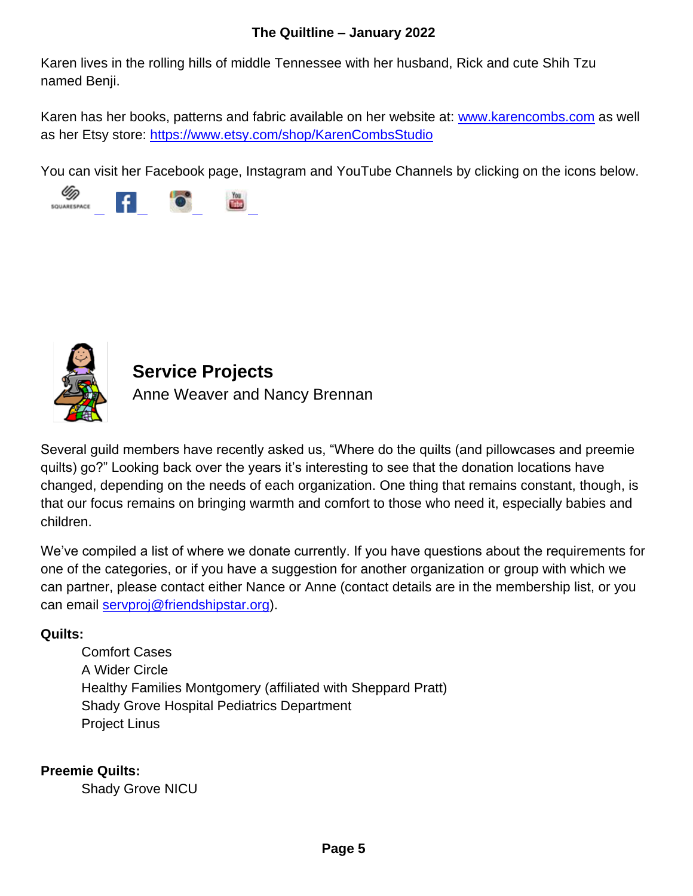Karen lives in the rolling hills of middle Tennessee with her husband, Rick and cute Shih Tzu named Benji.

Karen has her books, patterns and fabric available on her website at: www.karencombs.com as well as her Etsy store: https://www.etsy.com/shop/KarenCombsStudio

You can visit her Facebook page, Instagram and YouTube Channels by clicking on the icons below.

## Service Projects

Anne Weaver and Nancy Brennan

Several guild members have recently asked us, "Where do the quilts (and pillowcases and preemie quilts) go?" Looking back over the years it's interesting to see that the donation locations have changed, depending on the needs of each organization. One thing that remains constant, though, is that our focus remains on bringing warmth and comfort to those who need it, especially babies and children.

We've compiled a list of where we donate currently. If you have questions about the requirements for one of the categories, or if you have a suggestion for another organization or group with which we can partner, please contact either Nance or Anne (contact details are in the membership list, or you can email servproj@friendshipstar.org).

**Quilts:**

- Comfort Cases
- A Wider Circle
- Healthy Families Montgomery (affiliated with Sheppard Pratt)
- Shady Grove Hospital Pediatrics Department
- Project Linus

**Preemie Quilts:**

- Shady Grove NICU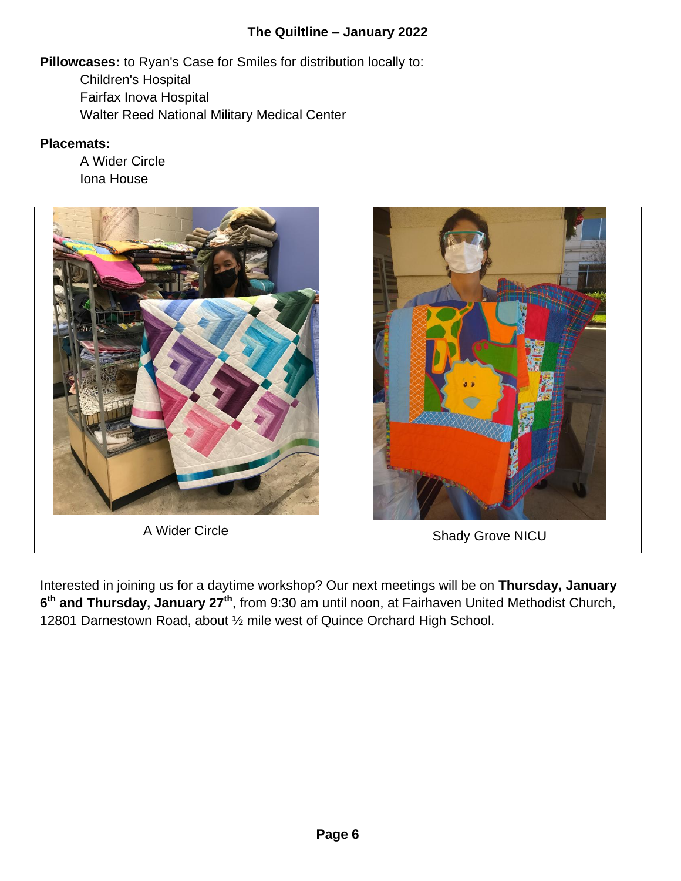**Pillowcases:** to Ryan's Case for Smiles for distribution locally to:

- Children's Hospital
- Fairfax Inova Hospital
- Walter Reed National Military Medical Center

**Placemats:**

- A Wider Circle
- Iona House

| A Wider Circle | Shady Grove NICU |
| --- | --- |

Interested in joining us for a daytime workshop? Our next meetings will be on **Thursday, January 6th and Thursday, January 27th**, from 9:30 am until noon, at Fairhaven United Methodist Church, 12801 Darnestown Road, about ½ mile west of Quince Orchard High School.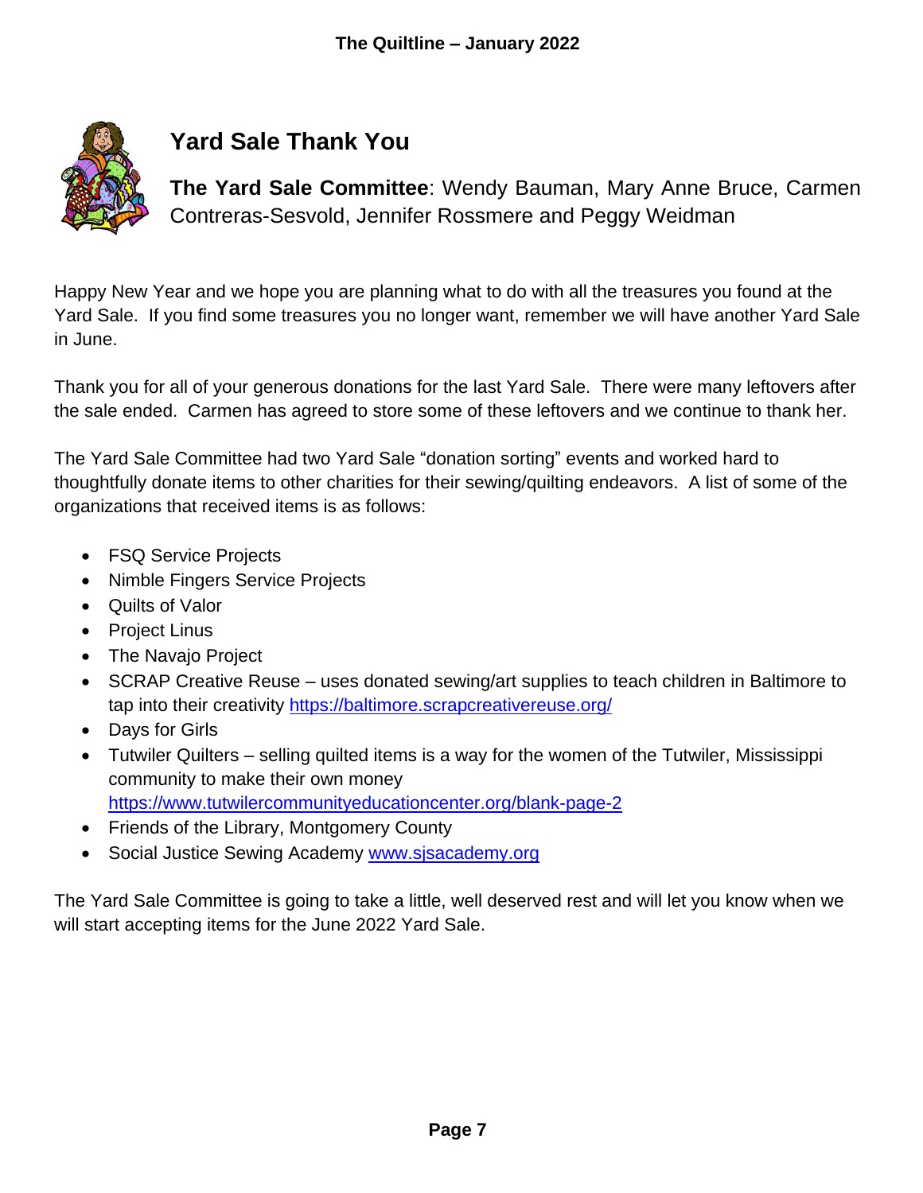## Yard Sale Thank You

**The Yard Sale Committee**: Wendy Bauman, Mary Anne Bruce, Carmen Contreras-Sesvold, Jennifer Rossmere and Peggy Weidman

Happy New Year and we hope you are planning what to do with all the treasures you found at the Yard Sale. If you find some treasures you no longer want, remember we will have another Yard Sale in June.

Thank you for all of your generous donations for the last Yard Sale. There were many leftovers after the sale ended. Carmen has agreed to store some of these leftovers and we continue to thank her.

The Yard Sale Committee had two Yard Sale "donation sorting" events and worked hard to thoughtfully donate items to other charities for their sewing/quilting endeavors. A list of some of the organizations that received items is as follows:

- FSQ Service Projects
- Nimble Fingers Service Projects
- Quilts of Valor
- Project Linus
- The Navajo Project
- SCRAP Creative Reuse – uses donated sewing/art supplies to teach children in Baltimore to tap into their creativity https://baltimore.scrapcreativereuse.org/
- Days for Girls
- Tutwiler Quilters – selling quilted items is a way for the women of the Tutwiler, Mississippi community to make their own money https://www.tutwilercommunityeducationcenter.org/blank-page-2
- Friends of the Library, Montgomery County
- Social Justice Sewing Academy www.sjsacademy.org

The Yard Sale Committee is going to take a little, well deserved rest and will let you know when we will start accepting items for the June 2022 Yard Sale.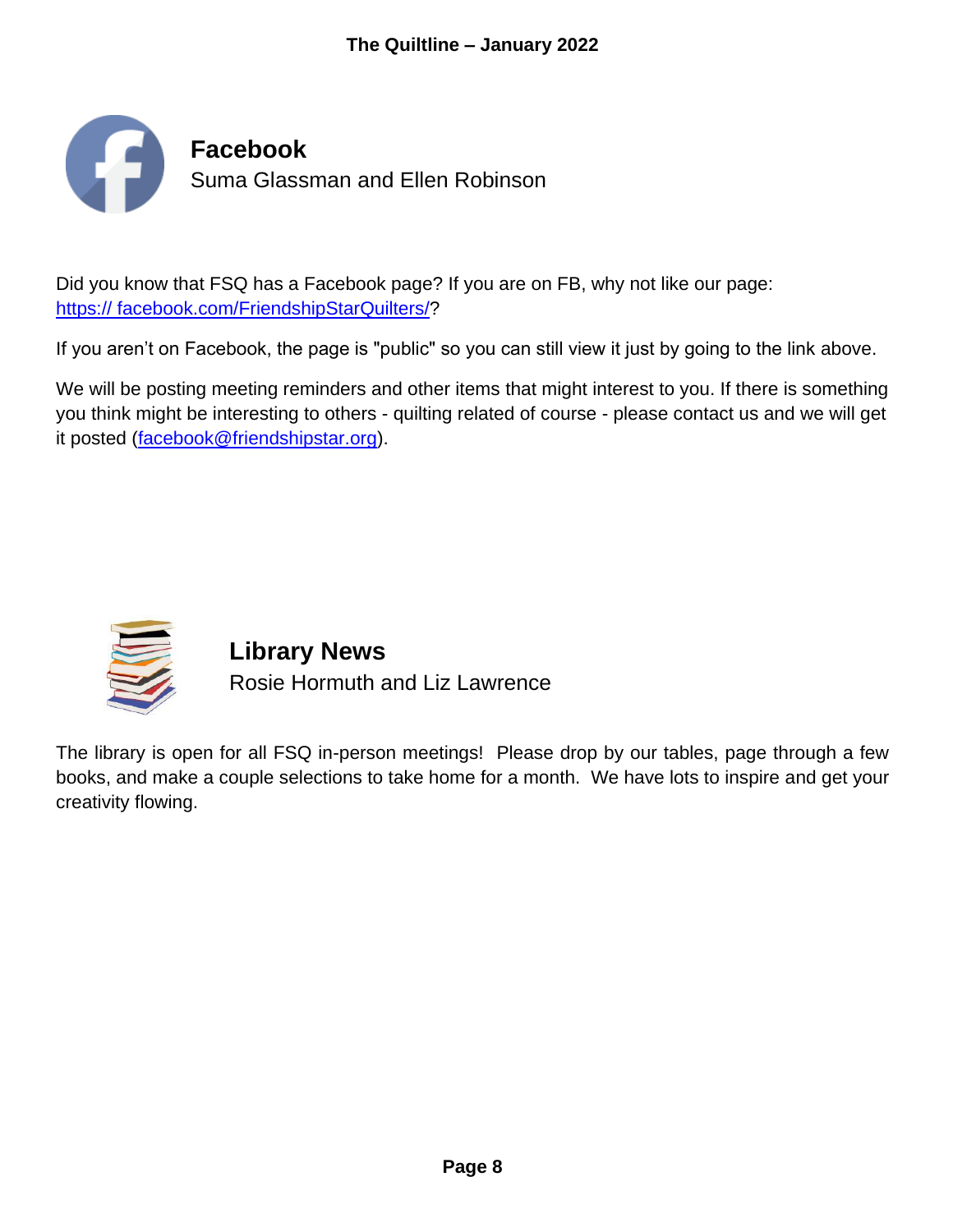## Facebook

Suma Glassman and Ellen Robinson

Did you know that FSQ has a Facebook page? If you are on FB, why not like our page: https:// facebook.com/FriendshipStarQuilters/?

If you aren't on Facebook, the page is "public" so you can still view it just by going to the link above.

We will be posting meeting reminders and other items that might interest to you. If there is something you think might be interesting to others - quilting related of course - please contact us and we will get it posted (facebook@friendshipstar.org).

## Library News

Rosie Hormuth and Liz Lawrence

The library is open for all FSQ in-person meetings! Please drop by our tables, page through a few books, and make a couple selections to take home for a month. We have lots to inspire and get your creativity flowing.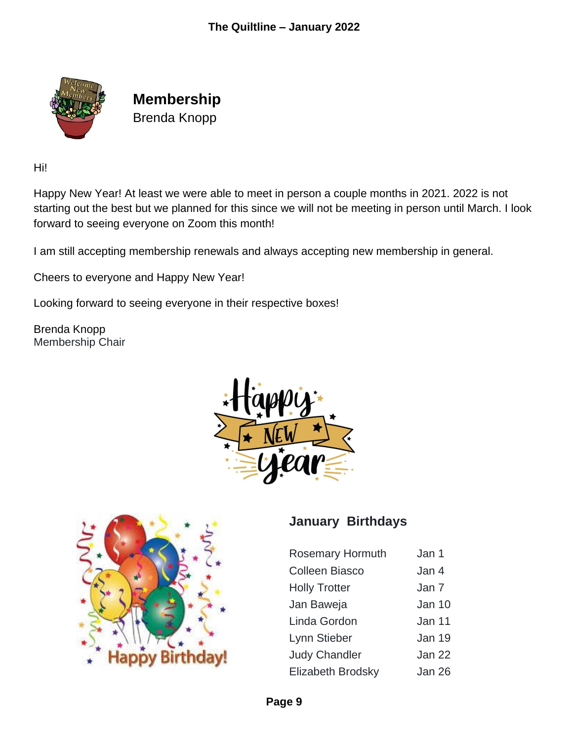## Membership

Brenda Knopp

Hi!

Happy New Year! At least we were able to meet in person a couple months in 2021. 2022 is not starting out the best but we planned for this since we will not be meeting in person until March. I look forward to seeing everyone on Zoom this month!

I am still accepting membership renewals and always accepting new membership in general.

Cheers to everyone and Happy New Year!

Looking forward to seeing everyone in their respective boxes!

Brenda Knopp
Membership Chair

## January Birthdays

| | |
|---|---|
| Rosemary Hormuth | Jan 1 |
| Colleen Biasco | Jan 4 |
| Holly Trotter | Jan 7 |
| Jan Baweja | Jan 10 |
| Linda Gordon | Jan 11 |
| Lynn Stieber | Jan 19 |
| Judy Chandler | Jan 22 |
| Elizabeth Brodsky | Jan 26 |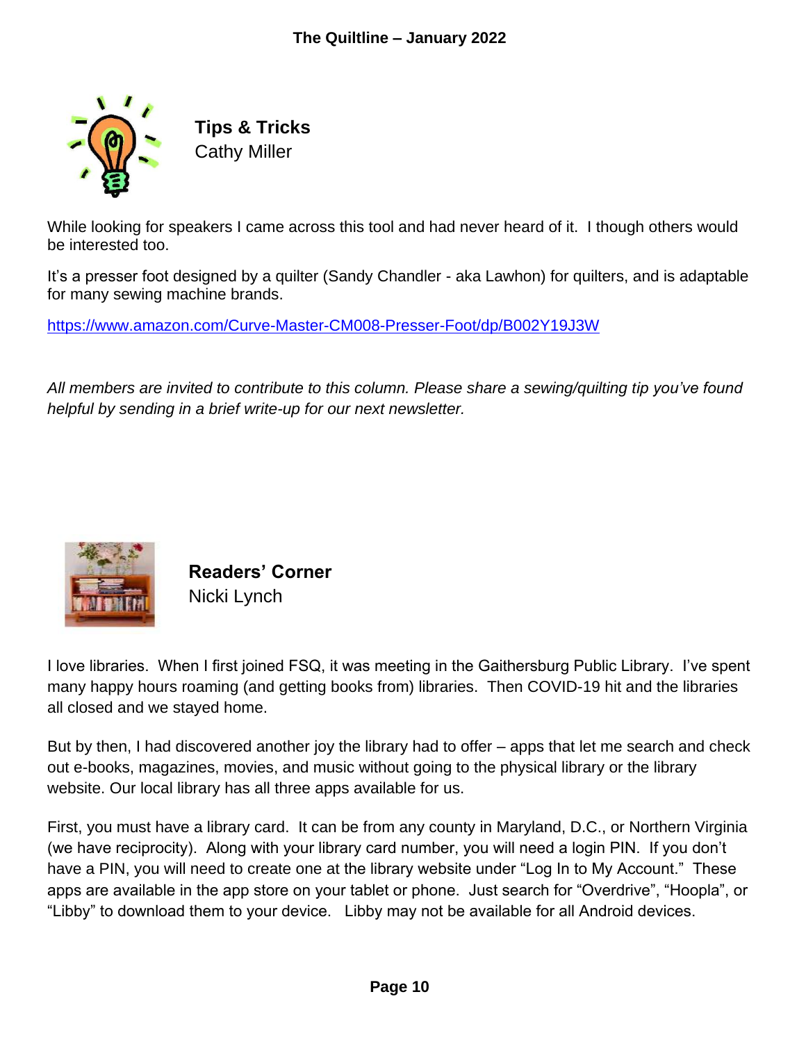## Tips & Tricks

Cathy Miller

While looking for speakers I came across this tool and had never heard of it. I though others would be interested too.

It's a presser foot designed by a quilter (Sandy Chandler - aka Lawhon) for quilters, and is adaptable for many sewing machine brands.

https://www.amazon.com/Curve-Master-CM008-Presser-Foot/dp/B002Y19J3W

*All members are invited to contribute to this column. Please share a sewing/quilting tip you've found helpful by sending in a brief write-up for our next newsletter.*

## Readers' Corner

Nicki Lynch

I love libraries. When I first joined FSQ, it was meeting in the Gaithersburg Public Library. I've spent many happy hours roaming (and getting books from) libraries. Then COVID-19 hit and the libraries all closed and we stayed home.

But by then, I had discovered another joy the library had to offer – apps that let me search and check out e-books, magazines, movies, and music without going to the physical library or the library website. Our local library has all three apps available for us.

First, you must have a library card. It can be from any county in Maryland, D.C., or Northern Virginia (we have reciprocity). Along with your library card number, you will need a login PIN. If you don't have a PIN, you will need to create one at the library website under "Log In to My Account." These apps are available in the app store on your tablet or phone. Just search for "Overdrive", "Hoopla", or "Libby" to download them to your device. Libby may not be available for all Android devices.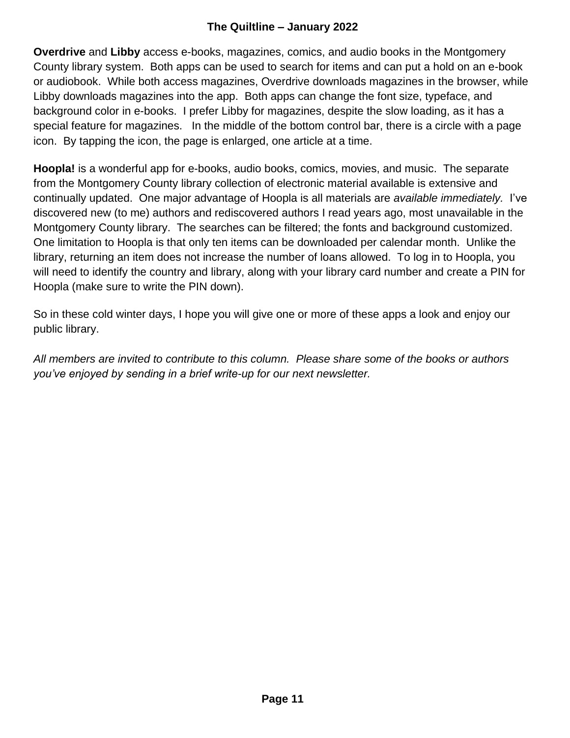**Overdrive** and **Libby** access e-books, magazines, comics, and audio books in the Montgomery County library system. Both apps can be used to search for items and can put a hold on an e-book or audiobook. While both access magazines, Overdrive downloads magazines in the browser, while Libby downloads magazines into the app. Both apps can change the font size, typeface, and background color in e-books. I prefer Libby for magazines, despite the slow loading, as it has a special feature for magazines. In the middle of the bottom control bar, there is a circle with a page icon. By tapping the icon, the page is enlarged, one article at a time.

**Hoopla!** is a wonderful app for e-books, audio books, comics, movies, and music. The separate from the Montgomery County library collection of electronic material available is extensive and continually updated. One major advantage of Hoopla is all materials are *available immediately.* I've discovered new (to me) authors and rediscovered authors I read years ago, most unavailable in the Montgomery County library. The searches can be filtered; the fonts and background customized. One limitation to Hoopla is that only ten items can be downloaded per calendar month. Unlike the library, returning an item does not increase the number of loans allowed. To log in to Hoopla, you will need to identify the country and library, along with your library card number and create a PIN for Hoopla (make sure to write the PIN down).

So in these cold winter days, I hope you will give one or more of these apps a look and enjoy our public library.

*All members are invited to contribute to this column. Please share some of the books or authors you've enjoyed by sending in a brief write-up for our next newsletter.*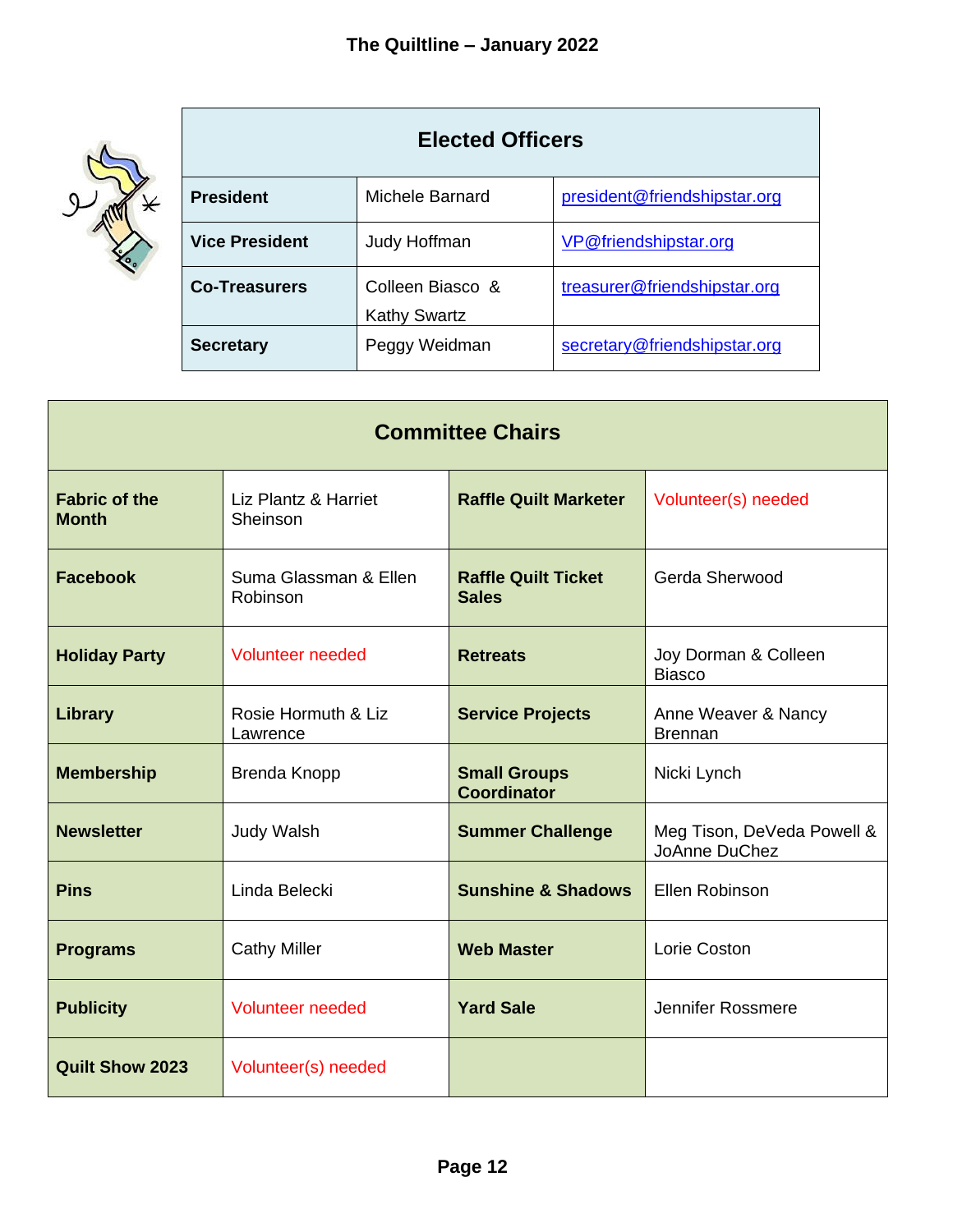| Elected Officers | | |
|---|---|---|
| **President** | Michele Barnard | president@friendshipstar.org |
| **Vice President** | Judy Hoffman | VP@friendshipstar.org |
| **Co-Treasurers** | Colleen Biasco & Kathy Swartz | treasurer@friendshipstar.org |
| **Secretary** | Peggy Weidman | secretary@friendshipstar.org |

| Committee Chairs | | | |
|---|---|---|---|
| **Fabric of the Month** | Liz Plantz & Harriet Sheinson | **Raffle Quilt Marketer** | Volunteer(s) needed |
| **Facebook** | Suma Glassman & Ellen Robinson | **Raffle Quilt Ticket Sales** | Gerda Sherwood |
| **Holiday Party** | Volunteer needed | **Retreats** | Joy Dorman & Colleen Biasco |
| **Library** | Rosie Hormuth & Liz Lawrence | **Service Projects** | Anne Weaver & Nancy Brennan |
| **Membership** | Brenda Knopp | **Small Groups Coordinator** | Nicki Lynch |
| **Newsletter** | Judy Walsh | **Summer Challenge** | Meg Tison, DeVeda Powell & JoAnne DuChez |
| **Pins** | Linda Belecki | **Sunshine & Shadows** | Ellen Robinson |
| **Programs** | Cathy Miller | **Web Master** | Lorie Coston |
| **Publicity** | Volunteer needed | **Yard Sale** | Jennifer Rossmere |
| **Quilt Show 2023** | Volunteer(s) needed | | |